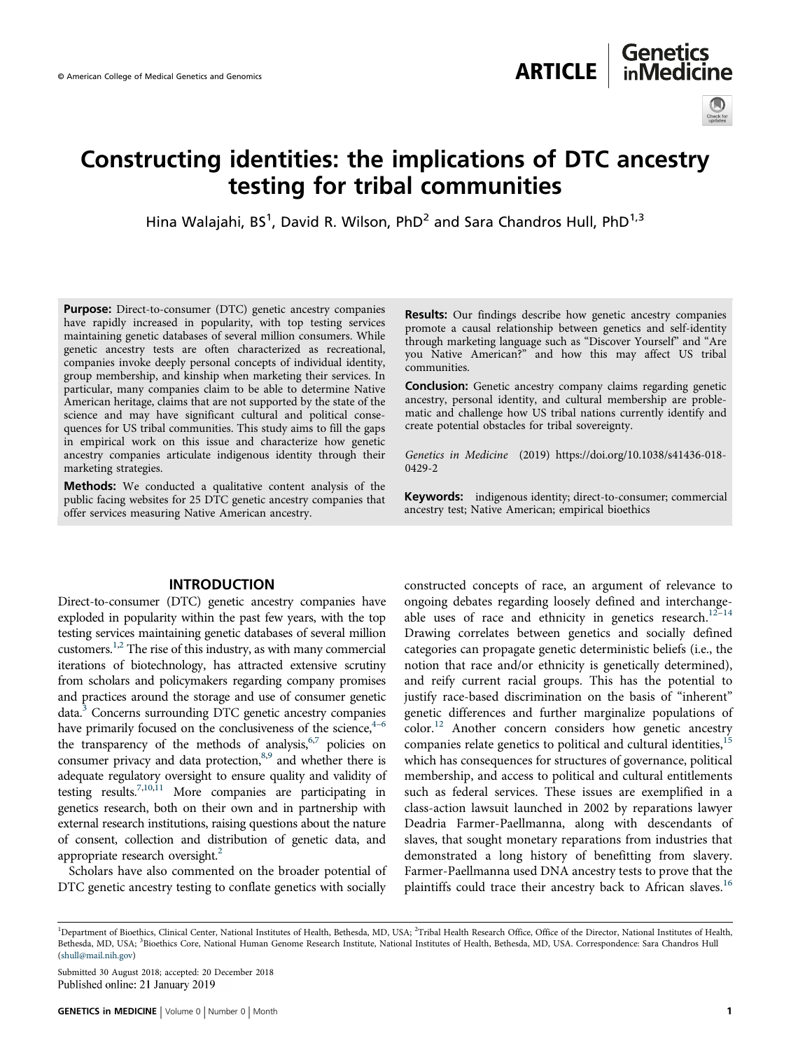# Constructing identities: the implications of DTC ancestry testing for tribal communities

Hina Walajahi, BS[1], David R. Wilson, PhD[2] and Sara Chandros Hull, PhD[1,3]

**Purpose:** Direct-to-consumer (DTC) genetic ancestry companies have rapidly increased in popularity, with top testing services maintaining genetic databases of several million consumers. While genetic ancestry tests are often characterized as recreational, companies invoke deeply personal concepts of individual identity, group membership, and kinship when marketing their services. In particular, many companies claim to be able to determine Native American heritage, claims that are not supported by the state of the science and may have significant cultural and political consequences for US tribal communities. This study aims to fill the gaps in empirical work on this issue and characterize how genetic ancestry companies articulate indigenous identity through their marketing strategies.

**Methods:** We conducted a qualitative content analysis of the public facing websites for 25 DTC genetic ancestry companies that offer services measuring Native American ancestry.

**Results:** Our findings describe how genetic ancestry companies promote a causal relationship between genetics and self-identity through marketing language such as "Discover Yourself" and "Are you Native American?" and how this may affect US tribal communities.

**Conclusion:** Genetic ancestry company claims regarding genetic ancestry, personal identity, and cultural membership are problematic and challenge how US tribal nations currently identify and create potential obstacles for tribal sovereignty.

*Genetics in Medicine* (2019) https://doi.org/10.1038/s41436-018-0429-2

**Keywords:** indigenous identity; direct-to-consumer; commercial ancestry test; Native American; empirical bioethics

## INTRODUCTION

Direct-to-consumer (DTC) genetic ancestry companies have exploded in popularity within the past few years, with the top testing services maintaining genetic databases of several million customers.[1,2] The rise of this industry, as with many commercial iterations of biotechnology, has attracted extensive scrutiny from scholars and policymakers regarding company promises and practices around the storage and use of consumer genetic data.[3] Concerns surrounding DTC genetic ancestry companies have primarily focused on the conclusiveness of the science,[4–6] the transparency of the methods of analysis,[6,7] policies on consumer privacy and data protection,[8,9] and whether there is adequate regulatory oversight to ensure quality and validity of testing results.[7,10,11] More companies are participating in genetics research, both on their own and in partnership with external research institutions, raising questions about the nature of consent, collection and distribution of genetic data, and appropriate research oversight.[2]

Scholars have also commented on the broader potential of DTC genetic ancestry testing to conflate genetics with socially constructed concepts of race, an argument of relevance to ongoing debates regarding loosely defined and interchangeable uses of race and ethnicity in genetics research.[12–14] Drawing correlates between genetics and socially defined categories can propagate genetic deterministic beliefs (i.e., the notion that race and/or ethnicity is genetically determined), and reify current racial groups. This has the potential to justify race-based discrimination on the basis of "inherent" genetic differences and further marginalize populations of color.[12] Another concern considers how genetic ancestry companies relate genetics to political and cultural identities,[15] which has consequences for structures of governance, political membership, and access to political and cultural entitlements such as federal services. These issues are exemplified in a class-action lawsuit launched in 2002 by reparations lawyer Deadria Farmer-Paellmanna, along with descendants of slaves, that sought monetary reparations from industries that demonstrated a long history of benefitting from slavery. Farmer-Paellmanna used DNA ancestry tests to prove that the plaintiffs could trace their ancestry back to African slaves.[16]

[1]Department of Bioethics, Clinical Center, National Institutes of Health, Bethesda, MD, USA; [2]Tribal Health Research Office, Office of the Director, National Institutes of Health, Bethesda, MD, USA; [3]Bioethics Core, National Human Genome Research Institute, National Institutes of Health, Bethesda, MD, USA. Correspondence: Sara Chandros Hull (shull@mail.nih.gov)

Submitted 30 August 2018; accepted: 20 December 2018
Published online: 21 January 2019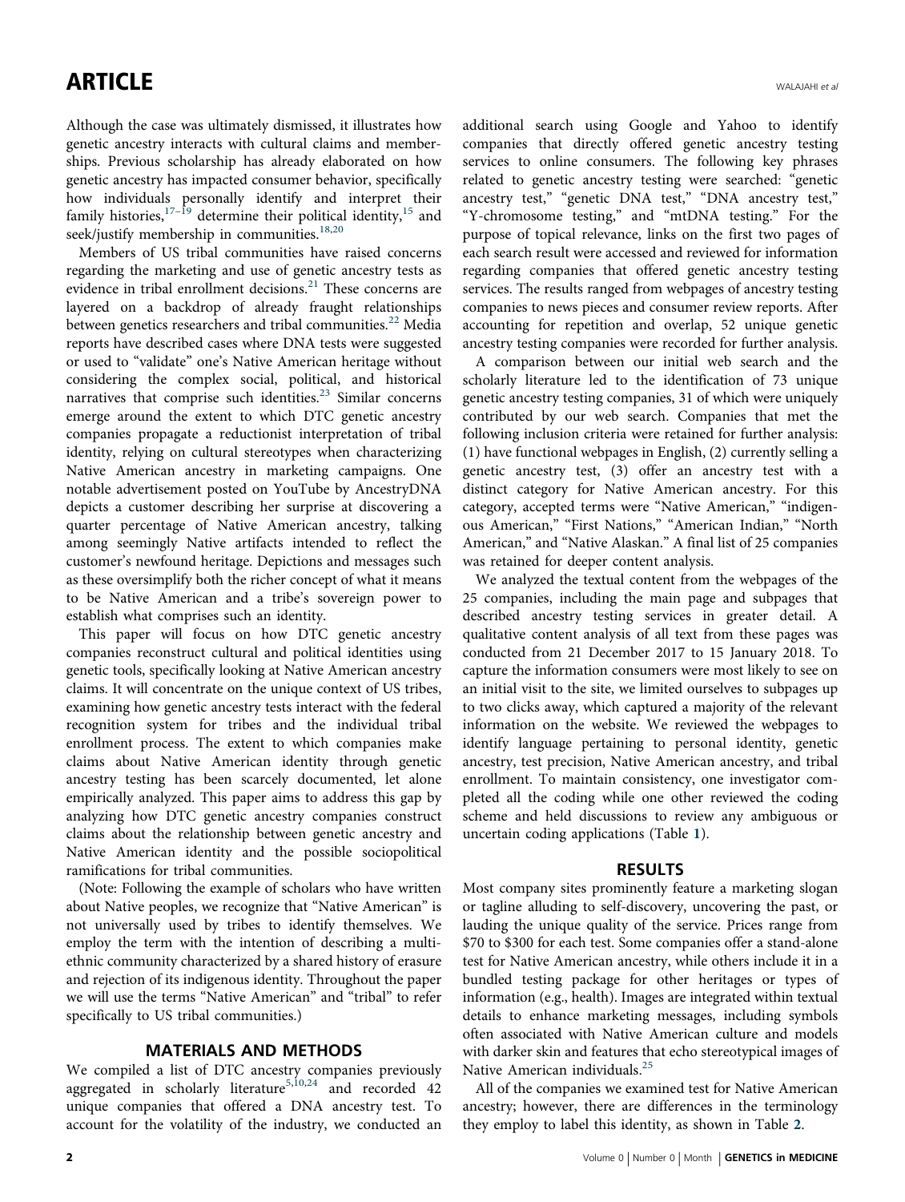Although the case was ultimately dismissed, it illustrates how genetic ancestry interacts with cultural claims and memberships. Previous scholarship has already elaborated on how genetic ancestry has impacted consumer behavior, specifically how individuals personally identify and interpret their family histories,[17–19] determine their political identity,[15] and seek/justify membership in communities.[18,20]

Members of US tribal communities have raised concerns regarding the marketing and use of genetic ancestry tests as evidence in tribal enrollment decisions.[21] These concerns are layered on a backdrop of already fraught relationships between genetics researchers and tribal communities.[22] Media reports have described cases where DNA tests were suggested or used to "validate" one's Native American heritage without considering the complex social, political, and historical narratives that comprise such identities.[23] Similar concerns emerge around the extent to which DTC genetic ancestry companies propagate a reductionist interpretation of tribal identity, relying on cultural stereotypes when characterizing Native American ancestry in marketing campaigns. One notable advertisement posted on YouTube by AncestryDNA depicts a customer describing her surprise at discovering a quarter percentage of Native American ancestry, talking among seemingly Native artifacts intended to reflect the customer's newfound heritage. Depictions and messages such as these oversimplify both the richer concept of what it means to be Native American and a tribe's sovereign power to establish what comprises such an identity.

This paper will focus on how DTC genetic ancestry companies reconstruct cultural and political identities using genetic tools, specifically looking at Native American ancestry claims. It will concentrate on the unique context of US tribes, examining how genetic ancestry tests interact with the federal recognition system for tribes and the individual tribal enrollment process. The extent to which companies make claims about Native American identity through genetic ancestry testing has been scarcely documented, let alone empirically analyzed. This paper aims to address this gap by analyzing how DTC genetic ancestry companies construct claims about the relationship between genetic ancestry and Native American identity and the possible sociopolitical ramifications for tribal communities.

(Note: Following the example of scholars who have written about Native peoples, we recognize that "Native American" is not universally used by tribes to identify themselves. We employ the term with the intention of describing a multiethnic community characterized by a shared history of erasure and rejection of its indigenous identity. Throughout the paper we will use the terms "Native American" and "tribal" to refer specifically to US tribal communities.)

## MATERIALS AND METHODS

We compiled a list of DTC ancestry companies previously aggregated in scholarly literature[5,10,24] and recorded 42 unique companies that offered a DNA ancestry test. To account for the volatility of the industry, we conducted an additional search using Google and Yahoo to identify companies that directly offered genetic ancestry testing services to online consumers. The following key phrases related to genetic ancestry testing were searched: "genetic ancestry test," "genetic DNA test," "DNA ancestry test," "Y-chromosome testing," and "mtDNA testing." For the purpose of topical relevance, links on the first two pages of each search result were accessed and reviewed for information regarding companies that offered genetic ancestry testing services. The results ranged from webpages of ancestry testing companies to news pieces and consumer review reports. After accounting for repetition and overlap, 52 unique genetic ancestry testing companies were recorded for further analysis.

A comparison between our initial web search and the scholarly literature led to the identification of 73 unique genetic ancestry testing companies, 31 of which were uniquely contributed by our web search. Companies that met the following inclusion criteria were retained for further analysis: (1) have functional webpages in English, (2) currently selling a genetic ancestry test, (3) offer an ancestry test with a distinct category for Native American ancestry. For this category, accepted terms were "Native American," "indigenous American," "First Nations," "American Indian," "North American," and "Native Alaskan." A final list of 25 companies was retained for deeper content analysis.

We analyzed the textual content from the webpages of the 25 companies, including the main page and subpages that described ancestry testing services in greater detail. A qualitative content analysis of all text from these pages was conducted from 21 December 2017 to 15 January 2018. To capture the information consumers were most likely to see on an initial visit to the site, we limited ourselves to subpages up to two clicks away, which captured a majority of the relevant information on the website. We reviewed the webpages to identify language pertaining to personal identity, genetic ancestry, test precision, Native American ancestry, and tribal enrollment. To maintain consistency, one investigator completed all the coding while one other reviewed the coding scheme and held discussions to review any ambiguous or uncertain coding applications (Table 1).

## RESULTS

Most company sites prominently feature a marketing slogan or tagline alluding to self-discovery, uncovering the past, or lauding the unique quality of the service. Prices range from \$70 to \$300 for each test. Some companies offer a stand-alone test for Native American ancestry, while others include it in a bundled testing package for other heritages or types of information (e.g., health). Images are integrated within textual details to enhance marketing messages, including symbols often associated with Native American culture and models with darker skin and features that echo stereotypical images of Native American individuals.[25]

All of the companies we examined test for Native American ancestry; however, there are differences in the terminology they employ to label this identity, as shown in Table 2.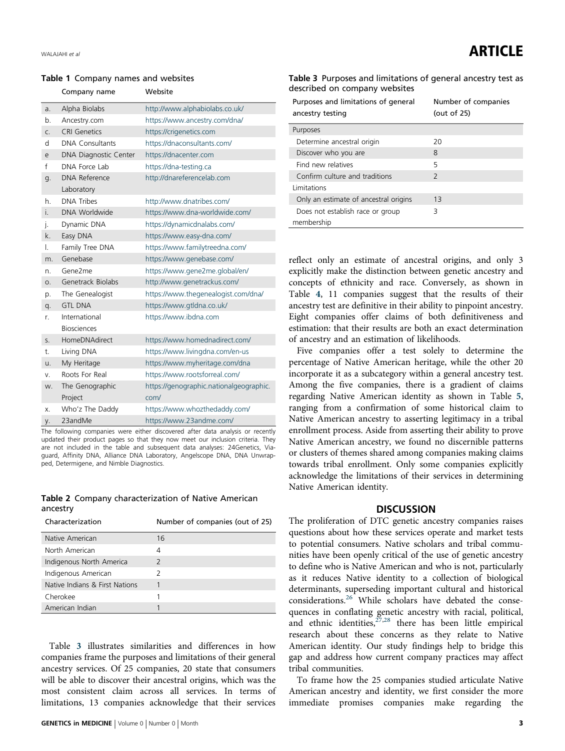**Table 1** Company names and websites

| | Company name | Website |
|---|---|---|
| a. | Alpha Biolabs | http://www.alphabiolabs.co.uk/ |
| b. | Ancestry.com | https://www.ancestry.com/dna/ |
| c. | CRI Genetics | https://crigenetics.com |
| d | DNA Consultants | https://dnaconsultants.com/ |
| e | DNA Diagnostic Center | https://dnacenter.com |
| f | DNA Force Lab | https://dna-testing.ca |
| g. | DNA Reference Laboratory | http://dnareferencelab.com |
| h. | DNA Tribes | http://www.dnatribes.com/ |
| i. | DNA Worldwide | https://www.dna-worldwide.com/ |
| j. | Dynamic DNA | https://dynamicdnalabs.com/ |
| k. | Easy DNA | https://www.easy-dna.com/ |
| l. | Family Tree DNA | https://www.familytreedna.com/ |
| m. | Genebase | https://www.genebase.com/ |
| n. | Gene2me | https://www.gene2me.global/en/ |
| o. | Genetrack Biolabs | http://www.genetrackus.com/ |
| p. | The Genealogist | https://www.thegenealogist.com/dna/ |
| q. | GTL DNA | https://www.gtldna.co.uk/ |
| r. | International Biosciences | https://www.ibdna.com |
| s. | HomeDNAdirect | https://www.homednadirect.com/ |
| t. | Living DNA | https://www.livingdna.com/en-us |
| u. | My Heritage | https://www.myheritage.com/dna |
| v. | Roots For Real | https://www.rootsforreal.com/ |
| w. | The Genographic Project | https://genographic.nationalgeographic.com/ |
| x. | Who'z The Daddy | https://www.whozthedaddy.com/ |
| y. | 23andMe | https://www.23andme.com/ |

The following companies were either discovered after data analysis or recently updated their product pages so that they now meet our inclusion criteria. They are not included in the table and subsequent data analyses: 24Genetics, Viaguard, Affinity DNA, Alliance DNA Laboratory, Angelscope DNA, DNA Unwrapped, Determigene, and Nimble Diagnostics.

**Table 2** Company characterization of Native American ancestry

| Characterization | Number of companies (out of 25) |
|---|---|
| Native American | 16 |
| North American | 4 |
| Indigenous North America | 2 |
| Indigenous American | 2 |
| Native Indians & First Nations | 1 |
| Cherokee | 1 |
| American Indian | 1 |

Table 3 illustrates similarities and differences in how companies frame the purposes and limitations of their general ancestry services. Of 25 companies, 20 state that consumers will be able to discover their ancestral origins, which was the most consistent claim across all services. In terms of limitations, 13 companies acknowledge that their services reflect only an estimate of ancestral origins, and only 3 explicitly make the distinction between genetic ancestry and concepts of ethnicity and race. Conversely, as shown in Table 4, 11 companies suggest that the results of their ancestry test are definitive in their ability to pinpoint ancestry. Eight companies offer claims of both definitiveness and estimation: that their results are both an exact determination of ancestry and an estimation of likelihoods.

**Table 3** Purposes and limitations of general ancestry test as described on company websites

| Purposes and limitations of general ancestry testing | Number of companies (out of 25) |
|---|---|
| Purposes | |
| Determine ancestral origin | 20 |
| Discover who you are | 8 |
| Find new relatives | 5 |
| Confirm culture and traditions | 2 |
| Limitations | |
| Only an estimate of ancestral origins | 13 |
| Does not establish race or group membership | 3 |

Five companies offer a test solely to determine the percentage of Native American heritage, while the other 20 incorporate it as a subcategory within a general ancestry test. Among the five companies, there is a gradient of claims regarding Native American identity as shown in Table 5, ranging from a confirmation of some historical claim to Native American ancestry to asserting legitimacy in a tribal enrollment process. Aside from asserting their ability to prove Native American ancestry, we found no discernible patterns or clusters of themes shared among companies making claims towards tribal enrollment. Only some companies explicitly acknowledge the limitations of their services in determining Native American identity.

## DISCUSSION

The proliferation of DTC genetic ancestry companies raises questions about how these services operate and market tests to potential consumers. Native scholars and tribal communities have been openly critical of the use of genetic ancestry to define who is Native American and who is not, particularly as it reduces Native identity to a collection of biological determinants, superseding important cultural and historical considerations.[26] While scholars have debated the consequences in conflating genetic ancestry with racial, political, and ethnic identities,[27,28] there has been little empirical research about these concerns as they relate to Native American identity. Our study findings help to bridge this gap and address how current company practices may affect tribal communities.

To frame how the 25 companies studied articulate Native American ancestry and identity, we first consider the more immediate promises companies make regarding the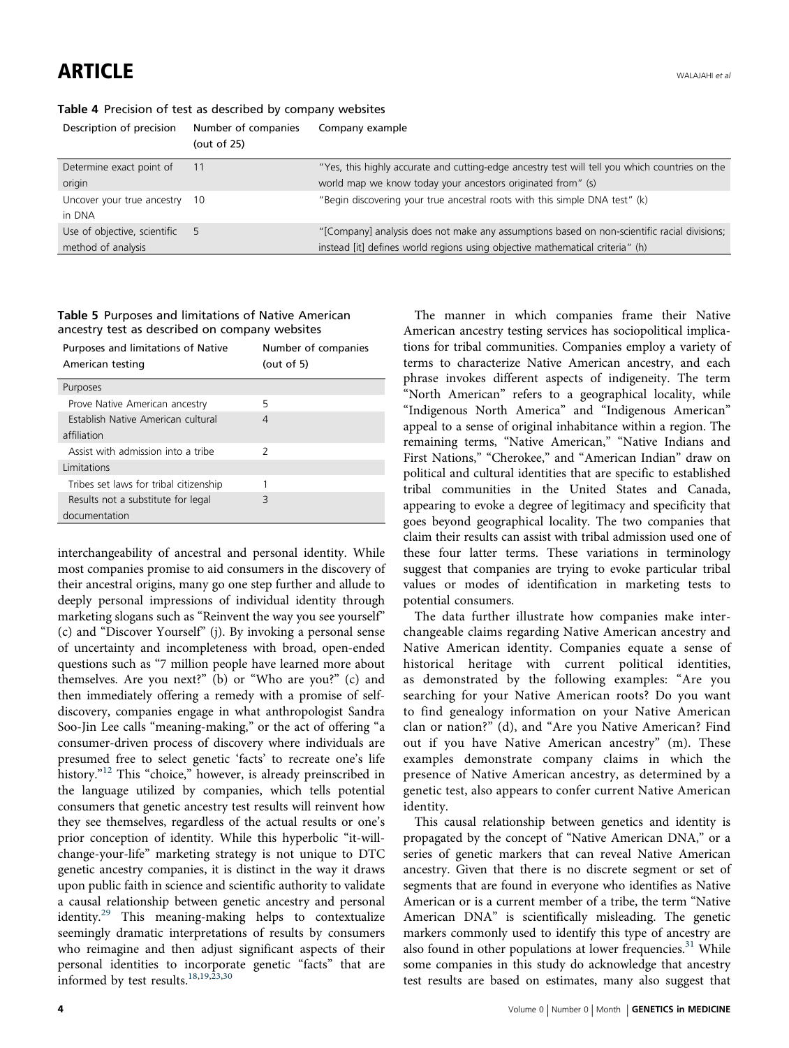**Table 4** Precision of test as described by company websites

| Description of precision | Number of companies (out of 25) | Company example |
|---|---|---|
| Determine exact point of origin | 11 | "Yes, this highly accurate and cutting-edge ancestry test will tell you which countries on the world map we know today your ancestors originated from" (s) |
| Uncover your true ancestry in DNA | 10 | "Begin discovering your true ancestral roots with this simple DNA test" (k) |
| Use of objective, scientific method of analysis | 5 | "[Company] analysis does not make any assumptions based on non-scientific racial divisions; instead [it] defines world regions using objective mathematical criteria" (h) |

**Table 5** Purposes and limitations of Native American ancestry test as described on company websites

| Purposes and limitations of Native American testing | Number of companies (out of 5) |
|---|---|
| Purposes | |
| Prove Native American ancestry | 5 |
| Establish Native American cultural affiliation | 4 |
| Assist with admission into a tribe | 2 |
| Limitations | |
| Tribes set laws for tribal citizenship | 1 |
| Results not a substitute for legal documentation | 3 |

interchangeability of ancestral and personal identity. While most companies promise to aid consumers in the discovery of their ancestral origins, many go one step further and allude to deeply personal impressions of individual identity through marketing slogans such as "Reinvent the way you see yourself" (c) and "Discover Yourself" (j). By invoking a personal sense of uncertainty and incompleteness with broad, open-ended questions such as "7 million people have learned more about themselves. Are you next?" (b) or "Who are you?" (c) and then immediately offering a remedy with a promise of self-discovery, companies engage in what anthropologist Sandra Soo-Jin Lee calls "meaning-making," or the act of offering "a consumer-driven process of discovery where individuals are presumed free to select genetic 'facts' to recreate one's life history."[12] This "choice," however, is already preinscribed in the language utilized by companies, which tells potential consumers that genetic ancestry test results will reinvent how they see themselves, regardless of the actual results or one's prior conception of identity. While this hyperbolic "it-will-change-your-life" marketing strategy is not unique to DTC genetic ancestry companies, it is distinct in the way it draws upon public faith in science and scientific authority to validate a causal relationship between genetic ancestry and personal identity.[29] This meaning-making helps to contextualize seemingly dramatic interpretations of results by consumers who reimagine and then adjust significant aspects of their personal identities to incorporate genetic "facts" that are informed by test results.[18,19,23,30]

The manner in which companies frame their Native American ancestry testing services has sociopolitical implications for tribal communities. Companies employ a variety of terms to characterize Native American ancestry, and each phrase invokes different aspects of indigeneity. The term "North American" refers to a geographical locality, while "Indigenous North America" and "Indigenous American" appeal to a sense of original inhabitance within a region. The remaining terms, "Native American," "Native Indians and First Nations," "Cherokee," and "American Indian" draw on political and cultural identities that are specific to established tribal communities in the United States and Canada, appearing to evoke a degree of legitimacy and specificity that goes beyond geographical locality. The two companies that claim their results can assist with tribal admission used one of these four latter terms. These variations in terminology suggest that companies are trying to evoke particular tribal values or modes of identification in marketing tests to potential consumers.

The data further illustrate how companies make interchangeable claims regarding Native American ancestry and Native American identity. Companies equate a sense of historical heritage with current political identities, as demonstrated by the following examples: "Are you searching for your Native American roots? Do you want to find genealogy information on your Native American clan or nation?" (d), and "Are you Native American? Find out if you have Native American ancestry" (m). These examples demonstrate company claims in which the presence of Native American ancestry, as determined by a genetic test, also appears to confer current Native American identity.

This causal relationship between genetics and identity is propagated by the concept of "Native American DNA," or a series of genetic markers that can reveal Native American ancestry. Given that there is no discrete segment or set of segments that are found in everyone who identifies as Native American or is a current member of a tribe, the term "Native American DNA" is scientifically misleading. The genetic markers commonly used to identify this type of ancestry are also found in other populations at lower frequencies.[31] While some companies in this study do acknowledge that ancestry test results are based on estimates, many also suggest that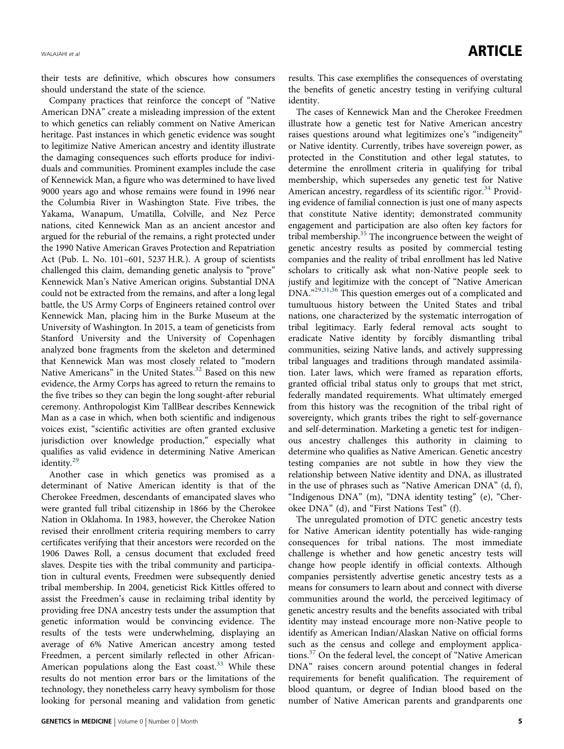their tests are definitive, which obscures how consumers should understand the state of the science.

Company practices that reinforce the concept of "Native American DNA" create a misleading impression of the extent to which genetics can reliably comment on Native American heritage. Past instances in which genetic evidence was sought to legitimize Native American ancestry and identity illustrate the damaging consequences such efforts produce for individuals and communities. Prominent examples include the case of Kennewick Man, a figure who was determined to have lived 9000 years ago and whose remains were found in 1996 near the Columbia River in Washington State. Five tribes, the Yakama, Wanapum, Umatilla, Colville, and Nez Perce nations, cited Kennewick Man as an ancient ancestor and argued for the reburial of the remains, a right protected under the 1990 Native American Graves Protection and Repatriation Act (Pub. L. No. 101–601, 5237 H.R.). A group of scientists challenged this claim, demanding genetic analysis to "prove" Kennewick Man's Native American origins. Substantial DNA could not be extracted from the remains, and after a long legal battle, the US Army Corps of Engineers retained control over Kennewick Man, placing him in the Burke Museum at the University of Washington. In 2015, a team of geneticists from Stanford University and the University of Copenhagen analyzed bone fragments from the skeleton and determined that Kennewick Man was most closely related to "modern Native Americans" in the United States.[32] Based on this new evidence, the Army Corps has agreed to return the remains to the five tribes so they can begin the long sought-after reburial ceremony. Anthropologist Kim TallBear describes Kennewick Man as a case in which, when both scientific and indigenous voices exist, "scientific activities are often granted exclusive jurisdiction over knowledge production," especially what qualifies as valid evidence in determining Native American identity.[29]

Another case in which genetics was promised as a determinant of Native American identity is that of the Cherokee Freedmen, descendants of emancipated slaves who were granted full tribal citizenship in 1866 by the Cherokee Nation in Oklahoma. In 1983, however, the Cherokee Nation revised their enrollment criteria requiring members to carry certificates verifying that their ancestors were recorded on the 1906 Dawes Roll, a census document that excluded freed slaves. Despite ties with the tribal community and participation in cultural events, Freedmen were subsequently denied tribal membership. In 2004, geneticist Rick Kittles offered to assist the Freedmen's cause in reclaiming tribal identity by providing free DNA ancestry tests under the assumption that genetic information would be convincing evidence. The results of the tests were underwhelming, displaying an average of 6% Native American ancestry among tested Freedmen, a percent similarly reflected in other African-American populations along the East coast.[33] While these results do not mention error bars or the limitations of the technology, they nonetheless carry heavy symbolism for those looking for personal meaning and validation from genetic results. This case exemplifies the consequences of overstating the benefits of genetic ancestry testing in verifying cultural identity.

The cases of Kennewick Man and the Cherokee Freedmen illustrate how a genetic test for Native American ancestry raises questions around what legitimizes one's "indigeneity" or Native identity. Currently, tribes have sovereign power, as protected in the Constitution and other legal statutes, to determine the enrollment criteria in qualifying for tribal membership, which supersedes any genetic test for Native American ancestry, regardless of its scientific rigor.[34] Providing evidence of familial connection is just one of many aspects that constitute Native identity; demonstrated community engagement and participation are also often key factors for tribal membership.[35] The incongruence between the weight of genetic ancestry results as posited by commercial testing companies and the reality of tribal enrollment has led Native scholars to critically ask what non-Native people seek to justify and legitimize with the concept of "Native American DNA."[29,31,36] This question emerges out of a complicated and tumultuous history between the United States and tribal nations, one characterized by the systematic interrogation of tribal legitimacy. Early federal removal acts sought to eradicate Native identity by forcibly dismantling tribal communities, seizing Native lands, and actively suppressing tribal languages and traditions through mandated assimilation. Later laws, which were framed as reparation efforts, granted official tribal status only to groups that met strict, federally mandated requirements. What ultimately emerged from this history was the recognition of the tribal right of sovereignty, which grants tribes the right to self-governance and self-determination. Marketing a genetic test for indigenous ancestry challenges this authority in claiming to determine who qualifies as Native American. Genetic ancestry testing companies are not subtle in how they view the relationship between Native identity and DNA, as illustrated in the use of phrases such as "Native American DNA" (d, f), "Indigenous DNA" (m), "DNA identity testing" (e), "Cherokee DNA" (d), and "First Nations Test" (f).

The unregulated promotion of DTC genetic ancestry tests for Native American identity potentially has wide-ranging consequences for tribal nations. The most immediate challenge is whether and how genetic ancestry tests will change how people identify in official contexts. Although companies persistently advertise genetic ancestry tests as a means for consumers to learn about and connect with diverse communities around the world, the perceived legitimacy of genetic ancestry results and the benefits associated with tribal identity may instead encourage more non-Native people to identify as American Indian/Alaskan Native on official forms such as the census and college and employment applications.[37] On the federal level, the concept of "Native American DNA" raises concern around potential changes in federal requirements for benefit qualification. The requirement of blood quantum, or degree of Indian blood based on the number of Native American parents and grandparents one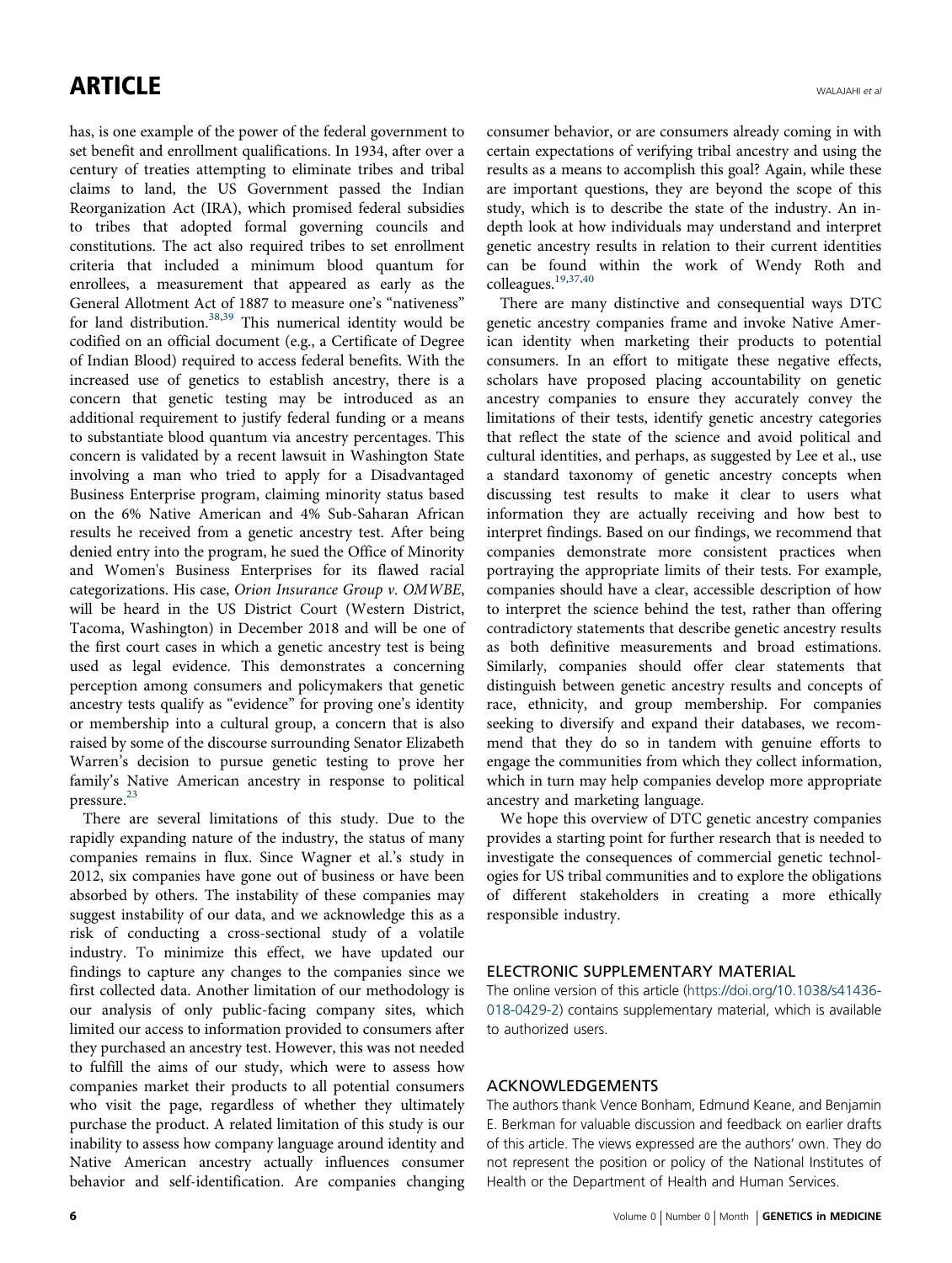has, is one example of the power of the federal government to set benefit and enrollment qualifications. In 1934, after over a century of treaties attempting to eliminate tribes and tribal claims to land, the US Government passed the Indian Reorganization Act (IRA), which promised federal subsidies to tribes that adopted formal governing councils and constitutions. The act also required tribes to set enrollment criteria that included a minimum blood quantum for enrollees, a measurement that appeared as early as the General Allotment Act of 1887 to measure one's "nativeness" for land distribution.[38,39] This numerical identity would be codified on an official document (e.g., a Certificate of Degree of Indian Blood) required to access federal benefits. With the increased use of genetics to establish ancestry, there is a concern that genetic testing may be introduced as an additional requirement to justify federal funding or a means to substantiate blood quantum via ancestry percentages. This concern is validated by a recent lawsuit in Washington State involving a man who tried to apply for a Disadvantaged Business Enterprise program, claiming minority status based on the 6% Native American and 4% Sub-Saharan African results he received from a genetic ancestry test. After being denied entry into the program, he sued the Office of Minority and Women's Business Enterprises for its flawed racial categorizations. His case, *Orion Insurance Group v. OMWBE*, will be heard in the US District Court (Western District, Tacoma, Washington) in December 2018 and will be one of the first court cases in which a genetic ancestry test is being used as legal evidence. This demonstrates a concerning perception among consumers and policymakers that genetic ancestry tests qualify as "evidence" for proving one's identity or membership into a cultural group, a concern that is also raised by some of the discourse surrounding Senator Elizabeth Warren's decision to pursue genetic testing to prove her family's Native American ancestry in response to political pressure.[23]

There are several limitations of this study. Due to the rapidly expanding nature of the industry, the status of many companies remains in flux. Since Wagner et al.'s study in 2012, six companies have gone out of business or have been absorbed by others. The instability of these companies may suggest instability of our data, and we acknowledge this as a risk of conducting a cross-sectional study of a volatile industry. To minimize this effect, we have updated our findings to capture any changes to the companies since we first collected data. Another limitation of our methodology is our analysis of only public-facing company sites, which limited our access to information provided to consumers after they purchased an ancestry test. However, this was not needed to fulfill the aims of our study, which were to assess how companies market their products to all potential consumers who visit the page, regardless of whether they ultimately purchase the product. A related limitation of this study is our inability to assess how company language around identity and Native American ancestry actually influences consumer behavior and self-identification. Are companies changing consumer behavior, or are consumers already coming in with certain expectations of verifying tribal ancestry and using the results as a means to accomplish this goal? Again, while these are important questions, they are beyond the scope of this study, which is to describe the state of the industry. An in-depth look at how individuals may understand and interpret genetic ancestry results in relation to their current identities can be found within the work of Wendy Roth and colleagues.[19,37,40]

There are many distinctive and consequential ways DTC genetic ancestry companies frame and invoke Native American identity when marketing their products to potential consumers. In an effort to mitigate these negative effects, scholars have proposed placing accountability on genetic ancestry companies to ensure they accurately convey the limitations of their tests, identify genetic ancestry categories that reflect the state of the science and avoid political and cultural identities, and perhaps, as suggested by Lee et al., use a standard taxonomy of genetic ancestry concepts when discussing test results to make it clear to users what information they are actually receiving and how best to interpret findings. Based on our findings, we recommend that companies demonstrate more consistent practices when portraying the appropriate limits of their tests. For example, companies should have a clear, accessible description of how to interpret the science behind the test, rather than offering contradictory statements that describe genetic ancestry results as both definitive measurements and broad estimations. Similarly, companies should offer clear statements that distinguish between genetic ancestry results and concepts of race, ethnicity, and group membership. For companies seeking to diversify and expand their databases, we recommend that they do so in tandem with genuine efforts to engage the communities from which they collect information, which in turn may help companies develop more appropriate ancestry and marketing language.

We hope this overview of DTC genetic ancestry companies provides a starting point for further research that is needed to investigate the consequences of commercial genetic technologies for US tribal communities and to explore the obligations of different stakeholders in creating a more ethically responsible industry.

## ELECTRONIC SUPPLEMENTARY MATERIAL

The online version of this article (https://doi.org/10.1038/s41436-018-0429-2) contains supplementary material, which is available to authorized users.

## ACKNOWLEDGEMENTS

The authors thank Vence Bonham, Edmund Keane, and Benjamin E. Berkman for valuable discussion and feedback on earlier drafts of this article. The views expressed are the authors' own. They do not represent the position or policy of the National Institutes of Health or the Department of Health and Human Services.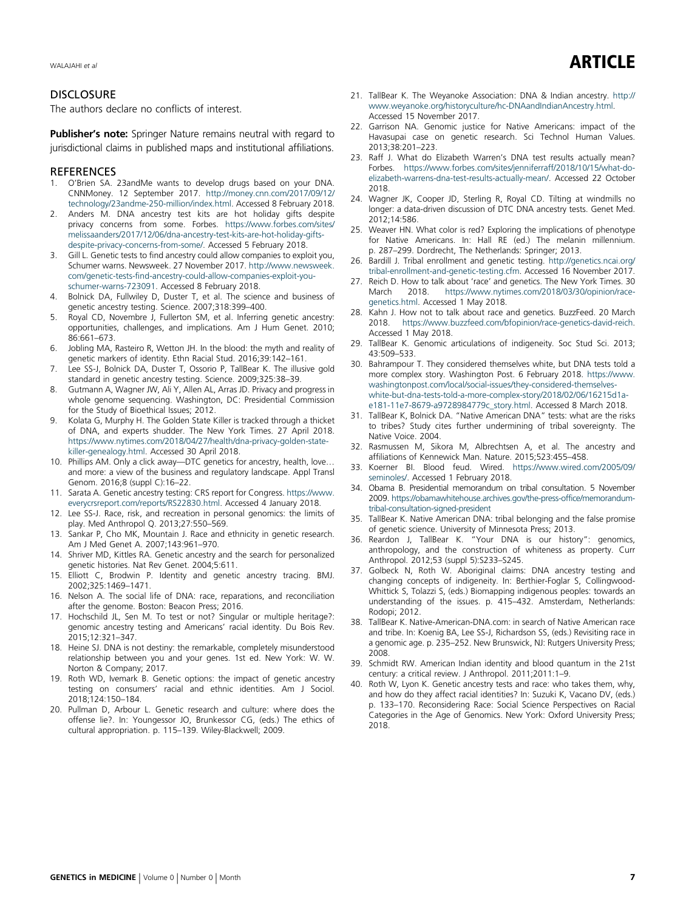## DISCLOSURE

The authors declare no conflicts of interest.

**Publisher's note:** Springer Nature remains neutral with regard to jurisdictional claims in published maps and institutional affiliations.

## REFERENCES

1. O'Brien SA. 23andMe wants to develop drugs based on your DNA. CNNMoney. 12 September 2017. http://money.cnn.com/2017/09/12/technology/23andme-250-million/index.html. Accessed 8 February 2018.
2. Anders M. DNA ancestry test kits are hot holiday gifts despite privacy concerns from some. Forbes. https://www.forbes.com/sites/melissaanders/2017/12/06/dna-ancestry-test-kits-are-hot-holiday-gifts-despite-privacy-concerns-from-some/. Accessed 5 February 2018.
3. Gill L. Genetic tests to find ancestry could allow companies to exploit you, Schumer warns. Newsweek. 27 November 2017. http://www.newsweek.com/genetic-tests-find-ancestry-could-allow-companies-exploit-you-schumer-warns-723091. Accessed 8 February 2018.
4. Bolnick DA, Fullwiley D, Duster T, et al. The science and business of genetic ancestry testing. Science. 2007;318:399–400.
5. Royal CD, Novembre J, Fullerton SM, et al. Inferring genetic ancestry: opportunities, challenges, and implications. Am J Hum Genet. 2010;86:661–673.
6. Jobling MA, Rasteiro R, Wetton JH. In the blood: the myth and reality of genetic markers of identity. Ethn Racial Stud. 2016;39:142–161.
7. Lee SS-J, Bolnick DA, Duster T, Ossorio P, TallBear K. The illusive gold standard in genetic ancestry testing. Science. 2009;325:38–39.
8. Gutmann A, Wagner JW, Ali Y, Allen AL, Arras JD. Privacy and progress in whole genome sequencing. Washington, DC: Presidential Commission for the Study of Bioethical Issues; 2012.
9. Kolata G, Murphy H. The Golden State Killer is tracked through a thicket of DNA, and experts shudder. The New York Times. 27 April 2018. https://www.nytimes.com/2018/04/27/health/dna-privacy-golden-state-killer-genealogy.html. Accessed 30 April 2018.
10. Phillips AM. Only a click away—DTC genetics for ancestry, health, love… and more: a view of the business and regulatory landscape. Appl Transl Genom. 2016;8 (suppl C):16–22.
11. Sarata A. Genetic ancestry testing: CRS report for Congress. https://www.everycrsreport.com/reports/RS22830.html. Accessed 4 January 2018.
12. Lee SS-J. Race, risk, and recreation in personal genomics: the limits of play. Med Anthropol Q. 2013;27:550–569.
13. Sankar P, Cho MK, Mountain J. Race and ethnicity in genetic research. Am J Med Genet A. 2007;143:961–970.
14. Shriver MD, Kittles RA. Genetic ancestry and the search for personalized genetic histories. Nat Rev Genet. 2004;5:611.
15. Elliott C, Brodwin P. Identity and genetic ancestry tracing. BMJ. 2002;325:1469–1471.
16. Nelson A. The social life of DNA: race, reparations, and reconciliation after the genome. Boston: Beacon Press; 2016.
17. Hochschild JL, Sen M. To test or not? Singular or multiple heritage?: genomic ancestry testing and Americans' racial identity. Du Bois Rev. 2015;12:321–347.
18. Heine SJ. DNA is not destiny: the remarkable, completely misunderstood relationship between you and your genes. 1st ed. New York: W. W. Norton & Company; 2017.
19. Roth WD, Ivemark B. Genetic options: the impact of genetic ancestry testing on consumers' racial and ethnic identities. Am J Sociol. 2018;124:150–184.
20. Pullman D, Arbour L. Genetic research and culture: where does the offense lie?. In: Youngessor JO, Brunkessor CG, (eds.) The ethics of cultural appropriation. p. 115–139. Wiley-Blackwell; 2009.
21. TallBear K. The Weyanoke Association: DNA & Indian ancestry. http://www.weyanoke.org/historyculture/hc-DNAandIndianAncestry.html. Accessed 15 November 2017.
22. Garrison NA. Genomic justice for Native Americans: impact of the Havasupai case on genetic research. Sci Technol Human Values. 2013;38:201–223.
23. Raff J. What do Elizabeth Warren's DNA test results actually mean? Forbes. https://www.forbes.com/sites/jenniferraff/2018/10/15/what-do-elizabeth-warrens-dna-test-results-actually-mean/. Accessed 22 October 2018.
24. Wagner JK, Cooper JD, Sterling R, Royal CD. Tilting at windmills no longer: a data-driven discussion of DTC DNA ancestry tests. Genet Med. 2012;14:586.
25. Weaver HN. What color is red? Exploring the implications of phenotype for Native Americans. In: Hall RE (ed.) The melanin millennium. p. 287–299. Dordrecht, The Netherlands: Springer; 2013.
26. Bardill J. Tribal enrollment and genetic testing. http://genetics.ncai.org/tribal-enrollment-and-genetic-testing.cfm. Accessed 16 November 2017.
27. Reich D. How to talk about 'race' and genetics. The New York Times. 30 March 2018. https://www.nytimes.com/2018/03/30/opinion/race-genetics.html. Accessed 1 May 2018.
28. Kahn J. How not to talk about race and genetics. BuzzFeed. 20 March 2018. https://www.buzzfeed.com/bfopinion/race-genetics-david-reich. Accessed 1 May 2018.
29. TallBear K. Genomic articulations of indigeneity. Soc Stud Sci. 2013;43:509–533.
30. Bahrampour T. They considered themselves white, but DNA tests told a more complex story. Washington Post. 6 February 2018. https://www.washingtonpost.com/local/social-issues/they-considered-themselves-white-but-dna-tests-told-a-more-complex-story/2018/02/06/16215d1a-e181-11e7-8679-a9728984779c_story.html. Accessed 8 March 2018.
31. TallBear K, Bolnick DA. "Native American DNA" tests: what are the risks to tribes? Study cites further undermining of tribal sovereignty. The Native Voice. 2004.
32. Rasmussen M, Sikora M, Albrechtsen A, et al. The ancestry and affiliations of Kennewick Man. Nature. 2015;523:455–458.
33. Koerner BI. Blood feud. Wired. https://www.wired.com/2005/09/seminoles/. Accessed 1 February 2018.
34. Obama B. Presidential memorandum on tribal consultation. 5 November 2009. https://obamawhitehouse.archives.gov/the-press-office/memorandum-tribal-consultation-signed-president
35. TallBear K. Native American DNA: tribal belonging and the false promise of genetic science. University of Minnesota Press; 2013.
36. Reardon J, TallBear K. "Your DNA is our history": genomics, anthropology, and the construction of whiteness as property. Curr Anthropol. 2012;53 (suppl 5):S233–S245.
37. Golbeck N, Roth W. Aboriginal claims: DNA ancestry testing and changing concepts of indigeneity. In: Berthier-Foglar S, Collingwood-Whittick S, Tolazzi S, (eds.) Biomapping indigenous peoples: towards an understanding of the issues. p. 415–432. Amsterdam, Netherlands: Rodopi; 2012.
38. TallBear K. Native-American-DNA.com: in search of Native American race and tribe. In: Koenig BA, Lee SS-J, Richardson SS, (eds.) Revisiting race in a genomic age. p. 235–252. New Brunswick, NJ: Rutgers University Press; 2008.
39. Schmidt RW. American Indian identity and blood quantum in the 21st century: a critical review. J Anthropol. 2011;2011:1–9.
40. Roth W, Lyon K. Genetic ancestry tests and race: who takes them, why, and how do they affect racial identities? In: Suzuki K, Vacano DV, (eds.) p. 133–170. Reconsidering Race: Social Science Perspectives on Racial Categories in the Age of Genomics. New York: Oxford University Press; 2018.